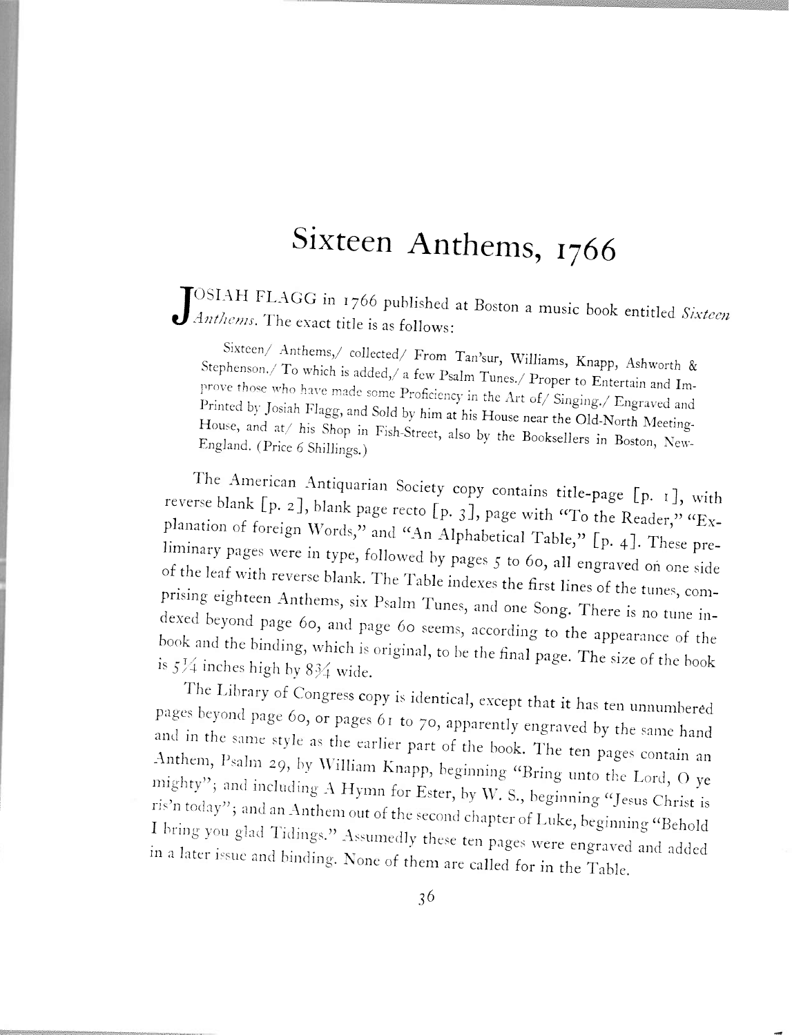# Sixteen Anthems, 1766

JOSIAH FLAGG in 1766 published at Boston a music book entitled *Sixteen Anthems*. The exact title is as follows:

> Sixteen/ Anthems,/ collected/ From Tan'sur, Williams, Knapp, Ashworth & Stephenson./ To which is added,/ a few Psalm Tunes./ Proper to Entertain and Improve those who have made some Proficiency in the Art of/ Singing./ Engraved and Printed by Josiah Flagg, and Sold by him at his House near the Old-North Meeting-House, and at/ his Shop in Fish-Street, also by the Booksellers in Boston, New-England. (Price 6 Shillings.)

The American Antiquarian Society copy contains title-page [p. 1], with reverse blank [p. 2], blank page recto [p. 3], page with "To the Reader," "Explanation of foreign Words," and "An Alphabetical Table," [p. 4]. These preliminary pages were in type, followed by pages 5 to 60, all engraved on one side of the leaf with reverse blank. The Table indexes the first lines of the tunes, comprising eighteen Anthems, six Psalm Tunes, and one Song. There is no tune indexed beyond page 60, and page 60 seems, according to the appearance of the book and the binding, which is original, to be the final page. The size of the book is 5¼ inches high by 8¾ wide.

The Library of Congress copy is identical, except that it has ten unnumbered pages beyond page 60, or pages 61 to 70, apparently engraved by the same hand and in the same style as the earlier part of the book. The ten pages contain an Anthem, Psalm 29, by William Knapp, beginning "Bring unto the Lord, O ye mighty"; and including A Hymn for Ester, by W. S., beginning "Jesus Christ is ris'n today"; and an Anthem out of the second chapter of Luke, beginning "Behold I bring you glad Tidings." Assumedly these ten pages were engraved and added in a later issue and binding. None of them are called for in the Table.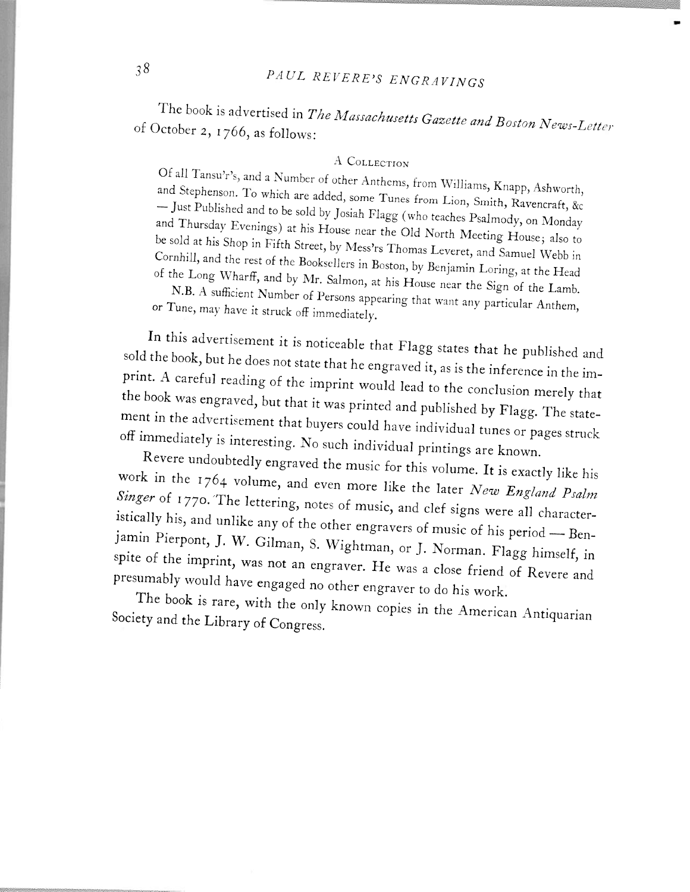The book is advertised in *The Massachusetts Gazette and Boston News-Letter* of October 2, 1766, as follows:

> A Collection
>
> Of all Tansu'r's, and a Number of other Anthems, from Williams, Knapp, Ashworth, and Stephenson. To which are added, some Tunes from Lion, Smith, Ravencraft, &c — Just Published and to be sold by Josiah Flagg (who teaches Psalmody, on Monday and Thursday Evenings) at his House near the Old North Meeting House; also to be sold at his Shop in Fifth Street, by Mess'rs Thomas Leveret, and Samuel Webb in Cornhill, and the rest of the Booksellers in Boston, by Benjamin Loring, at the Head of the Long Wharff, and by Mr. Salmon, at his House near the Sign of the Lamb.
>
> N.B. A sufficient Number of Persons appearing that want any particular Anthem, or Tune, may have it struck off immediately.

In this advertisement it is noticeable that Flagg states that he published and sold the book, but he does not state that he engraved it, as is the inference in the imprint. A careful reading of the imprint would lead to the conclusion merely that the book was engraved, but that it was printed and published by Flagg. The statement in the advertisement that buyers could have individual tunes or pages struck off immediately is interesting. No such individual printings are known.

Revere undoubtedly engraved the music for this volume. It is exactly like his work in the 1764 volume, and even more like the later *New England Psalm Singer* of 1770. The lettering, notes of music, and clef signs were all characteristically his, and unlike any of the other engravers of music of his period — Benjamin Pierpont, J. W. Gilman, S. Wightman, or J. Norman. Flagg himself, in spite of the imprint, was not an engraver. He was a close friend of Revere and presumably would have engaged no other engraver to do his work.

The book is rare, with the only known copies in the American Antiquarian Society and the Library of Congress.